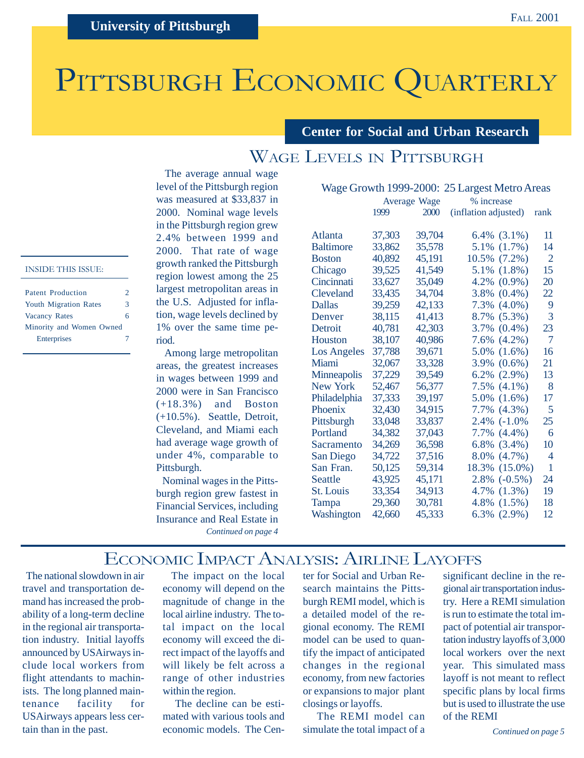University of Pittsburgh

Fall 2001

# Pittsburgh Economic Quarterly

Center for Social and Urban Research

INSIDE THIS ISSUE:

- Patent Production 2
- Youth Migration Rates 3
- Vacancy Rates 6
- Minority and Women Owned Enterprises 7

## Wage Levels in Pittsburgh

The average annual wage level of the Pittsburgh region was measured at $33,837 in 2000. Nominal wage levels in the Pittsburgh region grew 2.4% between 1999 and 2000. That rate of wage growth ranked the Pittsburgh region lowest among the 25 largest metropolitan areas in the U.S. Adjusted for inflation, wage levels declined by 1% over the same time period.

Among large metropolitan areas, the greatest increases in wages between 1999 and 2000 were in San Francisco (+18.3%) and Boston (+10.5%). Seattle, Detroit, Cleveland, and Miami each had average wage growth of under 4%, comparable to Pittsburgh.

Nominal wages in the Pittsburgh region grew fastest in Financial Services, including Insurance and Real Estate in

*Continued on page 4*

Wage Growth 1999-2000: 25 Largest Metro Areas

| | Average Wage 1999 | Average Wage 2000 | % increase (inflation adjusted) | rank |
|---|---|---|---|---|
| Atlanta | 37,303 | 39,704 | 6.4% (3.1%) | 11 |
| Baltimore | 33,862 | 35,578 | 5.1% (1.7%) | 14 |
| Boston | 40,892 | 45,191 | 10.5% (7.2%) | 2 |
| Chicago | 39,525 | 41,549 | 5.1% (1.8%) | 15 |
| Cincinnati | 33,627 | 35,049 | 4.2% (0.9%) | 20 |
| Cleveland | 33,435 | 34,704 | 3.8% (0.4%) | 22 |
| Dallas | 39,259 | 42,133 | 7.3% (4.0%) | 9 |
| Denver | 38,115 | 41,413 | 8.7% (5.3%) | 3 |
| Detroit | 40,781 | 42,303 | 3.7% (0.4%) | 23 |
| Houston | 38,107 | 40,986 | 7.6% (4.2%) | 7 |
| Los Angeles | 37,788 | 39,671 | 5.0% (1.6%) | 16 |
| Miami | 32,067 | 33,328 | 3.9% (0.6%) | 21 |
| Minneapolis | 37,229 | 39,549 | 6.2% (2.9%) | 13 |
| New York | 52,467 | 56,377 | 7.5% (4.1%) | 8 |
| Philadelphia | 37,333 | 39,197 | 5.0% (1.6%) | 17 |
| Phoenix | 32,430 | 34,915 | 7.7% (4.3%) | 5 |
| Pittsburgh | 33,048 | 33,837 | 2.4% (-1.0% | 25 |
| Portland | 34,382 | 37,043 | 7.7% (4.4%) | 6 |
| Sacramento | 34,269 | 36,598 | 6.8% (3.4%) | 10 |
| San Diego | 34,722 | 37,516 | 8.0% (4.7%) | 4 |
| San Fran. | 50,125 | 59,314 | 18.3% (15.0%) | 1 |
| Seattle | 43,925 | 45,171 | 2.8% (-0.5%) | 24 |
| St. Louis | 33,354 | 34,913 | 4.7% (1.3%) | 19 |
| Tampa | 29,360 | 30,781 | 4.8% (1.5%) | 18 |
| Washington | 42,660 | 45,333 | 6.3% (2.9%) | 12 |

## Economic Impact Analysis: Airline Layoffs

The national slowdown in air travel and transportation demand has increased the probability of a long-term decline in the regional air transportation industry. Initial layoffs announced by USAirways include local workers from flight attendants to machinists. The long planned maintenance facility for USAirways appears less certain than in the past.

The impact on the local economy will depend on the magnitude of change in the local airline industry. The total impact on the local economy will exceed the direct impact of the layoffs and will likely be felt across a range of other industries within the region.

The decline can be estimated with various tools and economic models. The Center for Social and Urban Research maintains the Pittsburgh REMI model, which is a detailed model of the regional economy. The REMI model can be used to quantify the impact of anticipated changes in the regional economy, from new factories or expansions to major plant closings or layoffs.

The REMI model can simulate the total impact of a significant decline in the regional air transportation industry. Here a REMI simulation is run to estimate the total impact of potential air transportation industry layoffs of 3,000 local workers over the next year. This simulated mass layoff is not meant to reflect specific plans by local firms but is used to illustrate the use of the REMI

*Continued on page 5*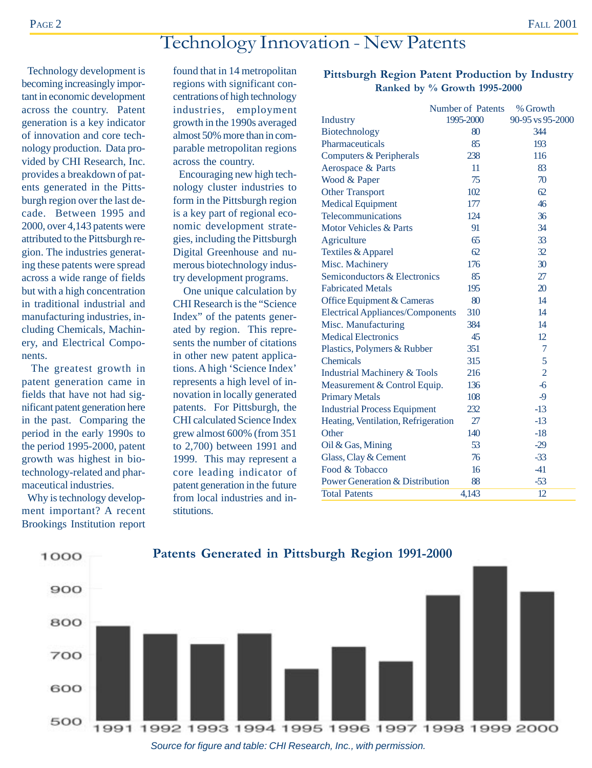# Technology Innovation - New Patents

Technology development is becoming increasingly important in economic development across the country. Patent generation is a key indicator of innovation and core technology production. Data provided by CHI Research, Inc. provides a breakdown of patents generated in the Pittsburgh region over the last decade. Between 1995 and 2000, over 4,143 patents were attributed to the Pittsburgh region. The industries generating these patents were spread across a wide range of fields but with a high concentration in traditional industrial and manufacturing industries, including Chemicals, Machinery, and Electrical Components.

The greatest growth in patent generation came in fields that have not had significant patent generation here in the past. Comparing the period in the early 1990s to the period 1995-2000, patent growth was highest in biotechnology-related and pharmaceutical industries.

Why is technology development important? A recent Brookings Institution report found that in 14 metropolitan regions with significant concentrations of high technology industries, employment growth in the 1990s averaged almost 50% more than in comparable metropolitan regions across the country.

Encouraging new high technology cluster industries to form in the Pittsburgh region is a key part of regional economic development strategies, including the Pittsburgh Digital Greenhouse and numerous biotechnology industry development programs.

One unique calculation by CHI Research is the "Science Index" of the patents generated by region. This represents the number of citations in other new patent applications. A high 'Science Index' represents a high level of innovation in locally generated patents. For Pittsburgh, the CHI calculated Science Index grew almost 600% (from 351 to 2,700) between 1991 and 1999. This may represent a core leading indicator of patent generation in the future from local industries and institutions.

### Pittsburgh Region Patent Production by Industry
**Ranked by % Growth 1995-2000**

| Industry | Number of Patents 1995-2000 | % Growth 90-95 vs 95-2000 |
|---|---|---|
| Biotechnology | 80 | 344 |
| Pharmaceuticals | 85 | 193 |
| Computers & Peripherals | 238 | 116 |
| Aerospace & Parts | 11 | 83 |
| Wood & Paper | 75 | 70 |
| Other Transport | 102 | 62 |
| Medical Equipment | 177 | 46 |
| Telecommunications | 124 | 36 |
| Motor Vehicles & Parts | 91 | 34 |
| Agriculture | 65 | 33 |
| Textiles & Apparel | 62 | 32 |
| Misc. Machinery | 176 | 30 |
| Semiconductors & Electronics | 85 | 27 |
| Fabricated Metals | 195 | 20 |
| Office Equipment & Cameras | 80 | 14 |
| Electrical Appliances/Components | 310 | 14 |
| Misc. Manufacturing | 384 | 14 |
| Medical Electronics | 45 | 12 |
| Plastics, Polymers & Rubber | 351 | 7 |
| Chemicals | 315 | 5 |
| Industrial Machinery & Tools | 216 | 2 |
| Measurement & Control Equip. | 136 | -6 |
| Primary Metals | 108 | -9 |
| Industrial Process Equipment | 232 | -13 |
| Heating, Ventilation, Refrigeration | 27 | -13 |
| Other | 140 | -18 |
| Oil & Gas, Mining | 53 | -29 |
| Glass, Clay & Cement | 76 | -33 |
| Food & Tobacco | 16 | -41 |
| Power Generation & Distribution | 88 | -53 |
| Total Patents | 4,143 | 12 |

### Patents Generated in Pittsburgh Region 1991-2000

*Source for figure and table: CHI Research, Inc., with permission.*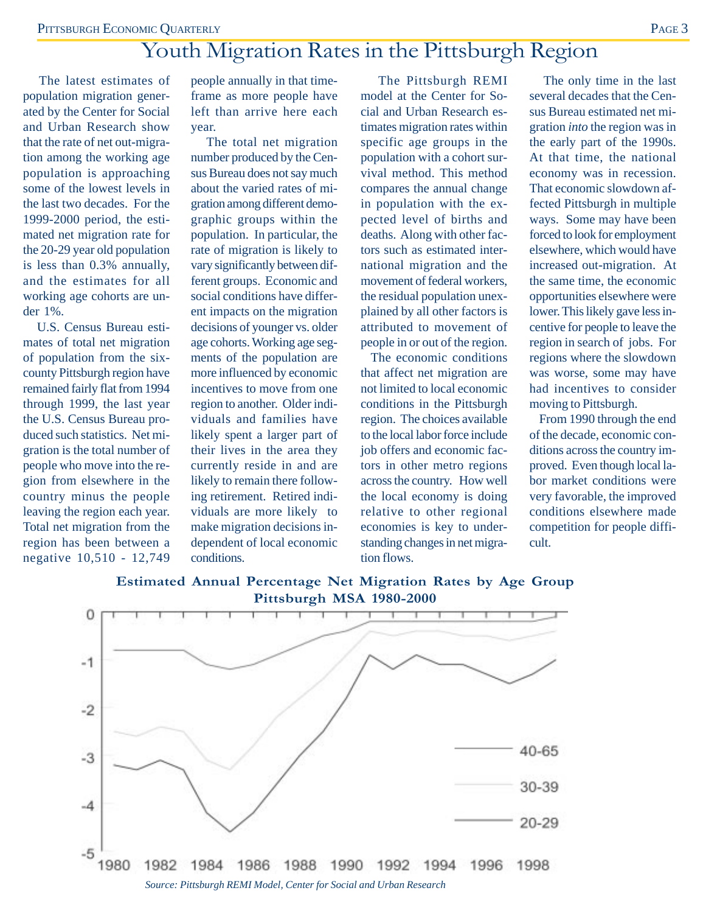# Youth Migration Rates in the Pittsburgh Region

The latest estimates of population migration generated by the Center for Social and Urban Research show that the rate of net out-migration among the working age population is approaching some of the lowest levels in the last two decades. For the 1999-2000 period, the estimated net migration rate for the 20-29 year old population is less than 0.3% annually, and the estimates for all working age cohorts are under 1%.

U.S. Census Bureau estimates of total net migration of population from the six-county Pittsburgh region have remained fairly flat from 1994 through 1999, the last year the U.S. Census Bureau produced such statistics. Net migration is the total number of people who move into the region from elsewhere in the country minus the people leaving the region each year. Total net migration from the region has been between a negative 10,510 - 12,749 people annually in that timeframe as more people have left than arrive here each year.

The total net migration number produced by the Census Bureau does not say much about the varied rates of migration among different demographic groups within the population. In particular, the rate of migration is likely to vary significantly between different groups. Economic and social conditions have different impacts on the migration decisions of younger vs. older age cohorts. Working age segments of the population are more influenced by economic incentives to move from one region to another. Older individuals and families have likely spent a larger part of their lives in the area they currently reside in and are likely to remain there following retirement. Retired individuals are more likely to make migration decisions independent of local economic conditions.

The Pittsburgh REMI model at the Center for Social and Urban Research estimates migration rates within specific age groups in the population with a cohort survival method. This method compares the annual change in population with the expected level of births and deaths. Along with other factors such as estimated international migration and the movement of federal workers, the residual population unexplained by all other factors is attributed to movement of people in or out of the region.

The economic conditions that affect net migration are not limited to local economic conditions in the Pittsburgh region. The choices available to the local labor force include job offers and economic factors in other metro regions across the country. How well the local economy is doing relative to other regional economies is key to understanding changes in net migration flows.

The only time in the last several decades that the Census Bureau estimated net migration *into* the region was in the early part of the 1990s. At that time, the national economy was in recession. That economic slowdown affected Pittsburgh in multiple ways. Some may have been forced to look for employment elsewhere, which would have increased out-migration. At the same time, the economic opportunities elsewhere were lower. This likely gave less incentive for people to leave the region in search of jobs. For regions where the slowdown was worse, some may have had incentives to consider moving to Pittsburgh.

From 1990 through the end of the decade, economic conditions across the country improved. Even though local labor market conditions were very favorable, the improved conditions elsewhere made competition for people difficult.

**Estimated Annual Percentage Net Migration Rates by Age Group**
**Pittsburgh MSA 1980-2000**

*Source: Pittsburgh REMI Model, Center for Social and Urban Research*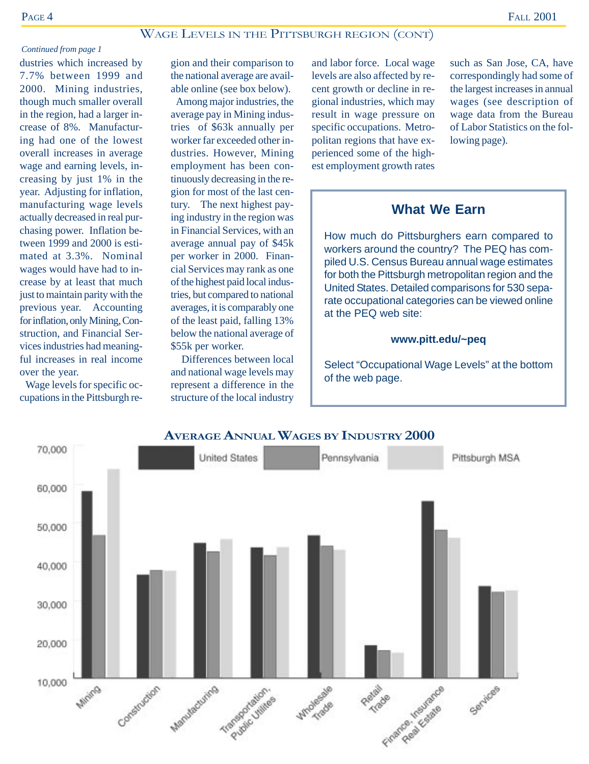## Wage Levels in the Pittsburgh Region (cont)

*Continued from page 1*

dustries which increased by 7.7% between 1999 and 2000. Mining industries, though much smaller overall in the region, had a larger increase of 8%. Manufacturing had one of the lowest overall increases in average wage and earning levels, increasing by just 1% in the year. Adjusting for inflation, manufacturing wage levels actually decreased in real purchasing power. Inflation between 1999 and 2000 is estimated at 3.3%. Nominal wages would have had to increase by at least that much just to maintain parity with the previous year. Accounting for inflation, only Mining, Construction, and Financial Services industries had meaningful increases in real income over the year.

Wage levels for specific occupations in the Pittsburgh region and their comparison to the national average are available online (see box below).

Among major industries, the average pay in Mining industries of $63k annually per worker far exceeded other industries. However, Mining employment has been continuously decreasing in the region for most of the last century. The next highest paying industry in the region was in Financial Services, with an average annual pay of $45k per worker in 2000. Financial Services may rank as one of the highest paid local industries, but compared to national averages, it is comparably one of the least paid, falling 13% below the national average of $55k per worker.

Differences between local and national wage levels may represent a difference in the structure of the local industry and labor force. Local wage levels are also affected by recent growth or decline in regional industries, which may result in wage pressure on specific occupations. Metropolitan regions that have experienced some of the highest employment growth rates such as San Jose, CA, have correspondingly had some of the largest increases in annual wages (see description of wage data from the Bureau of Labor Statistics on the following page).

> **What We Earn**
>
> How much do Pittsburghers earn compared to workers around the country? The PEQ has compiled U.S. Census Bureau annual wage estimates for both the Pittsburgh metropolitan region and the United States. Detailed comparisons for 530 separate occupational categories can be viewed online at the PEQ web site:
>
> **www.pitt.edu/~peq**
>
> Select "Occupational Wage Levels" at the bottom of the web page.

### Average Annual Wages by Industry 2000

| Industry | United States | Pennsylvania | Pittsburgh MSA |
|---|---|---|---|
| Mining | ~58,000 | ~47,000 | ~64,000 |
| Construction | ~37,000 | ~38,000 | ~38,000 |
| Manufacturing | ~45,000 | ~43,000 | ~46,000 |
| Transportation, Public Utilites | ~44,000 | ~42,000 | ~44,000 |
| Wholesale Trade | ~47,000 | ~44,000 | ~43,000 |
| Retail Trade | ~19,000 | ~17,000 | ~17,000 |
| Finance, Insurance Real Estate | ~56,000 | ~48,000 | ~46,000 |
| Services | ~34,000 | ~32,000 | ~33,000 |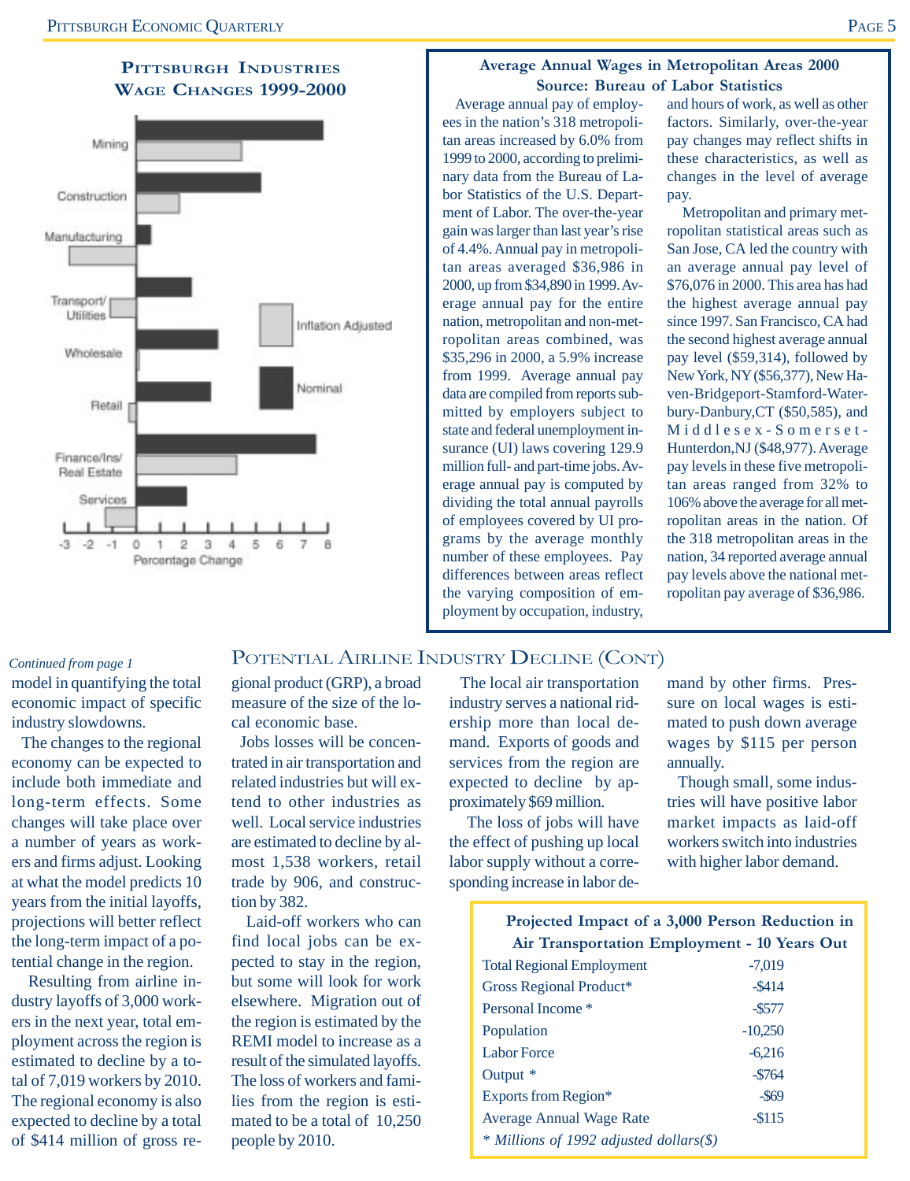## Pittsburgh Industries Wage Changes 1999-2000

Mining

Construction

Manufacturing

Transport/ Utilities

Wholesale

Retail

Finance/Ins/ Real Estate

Services

Inflation Adjusted

Nominal

-3 -2 -1 0 1 2 3 4 5 6 7 8

Percentage Change

### Average Annual Wages in Metropolitan Areas 2000
**Source: Bureau of Labor Statistics**

Average annual pay of employees in the nation's 318 metropolitan areas increased by 6.0% from 1999 to 2000, according to preliminary data from the Bureau of Labor Statistics of the U.S. Department of Labor. The over-the-year gain was larger than last year's rise of 4.4%. Annual pay in metropolitan areas averaged $36,986 in 2000, up from $34,890 in 1999. Average annual pay for the entire nation, metropolitan and non-metropolitan areas combined, was $35,296 in 2000, a 5.9% increase from 1999. Average annual pay data are compiled from reports submitted by employers subject to state and federal unemployment insurance (UI) laws covering 129.9 million full- and part-time jobs. Average annual pay is computed by dividing the total annual payrolls of employees covered by UI programs by the average monthly number of these employees. Pay differences between areas reflect the varying composition of employment by occupation, industry, and hours of work, as well as other factors. Similarly, over-the-year pay changes may reflect shifts in these characteristics, as well as changes in the level of average pay.

Metropolitan and primary metropolitan statistical areas such as San Jose, CA led the country with an average annual pay level of $76,076 in 2000. This area has had the highest average annual pay since 1997. San Francisco, CA had the second highest average annual pay level ($59,314), followed by New York, NY ($56,377), New Haven-Bridgeport-Stamford-Waterbury-Danbury,CT ($50,585), and Middlesex-Somerset-Hunterdon,NJ ($48,977). Average pay levels in these five metropolitan areas ranged from 32% to 106% above the average for all metropolitan areas in the nation. Of the 318 metropolitan areas in the nation, 34 reported average annual pay levels above the national metropolitan pay average of $36,986.

## Potential Airline Industry Decline (Cont)

*Continued from page 1*

model in quantifying the total economic impact of specific industry slowdowns.

The changes to the regional economy can be expected to include both immediate and long-term effects. Some changes will take place over a number of years as workers and firms adjust. Looking at what the model predicts 10 years from the initial layoffs, projections will better reflect the long-term impact of a potential change in the region.

Resulting from airline industry layoffs of 3,000 workers in the next year, total employment across the region is estimated to decline by a total of 7,019 workers by 2010. The regional economy is also expected to decline by a total of $414 million of gross regional product (GRP), a broad measure of the size of the local economic base.

Jobs losses will be concentrated in air transportation and related industries but will extend to other industries as well. Local service industries are estimated to decline by almost 1,538 workers, retail trade by 906, and construction by 382.

Laid-off workers who can find local jobs can be expected to stay in the region, but some will look for work elsewhere. Migration out of the region is estimated by the REMI model to increase as a result of the simulated layoffs. The loss of workers and families from the region is estimated to be a total of 10,250 people by 2010.

The local air transportation industry serves a national ridership more than local demand. Exports of goods and services from the region are expected to decline by approximately $69 million.

The loss of jobs will have the effect of pushing up local labor supply without a corresponding increase in labor demand by other firms. Pressure on local wages is estimated to push down average wages by $115 per person annually.

Though small, some industries will have positive labor market impacts as laid-off workers switch into industries with higher labor demand.

**Projected Impact of a 3,000 Person Reduction in Air Transportation Employment - 10 Years Out**

| | |
|---|---|
| Total Regional Employment | -7,019 |
| Gross Regional Product* | -$414 |
| Personal Income * | -$577 |
| Population | -10,250 |
| Labor Force | -6,216 |
| Output * | -$764 |
| Exports from Region* | -$69 |
| Average Annual Wage Rate | -$115 |

*\* Millions of 1992 adjusted dollars($)*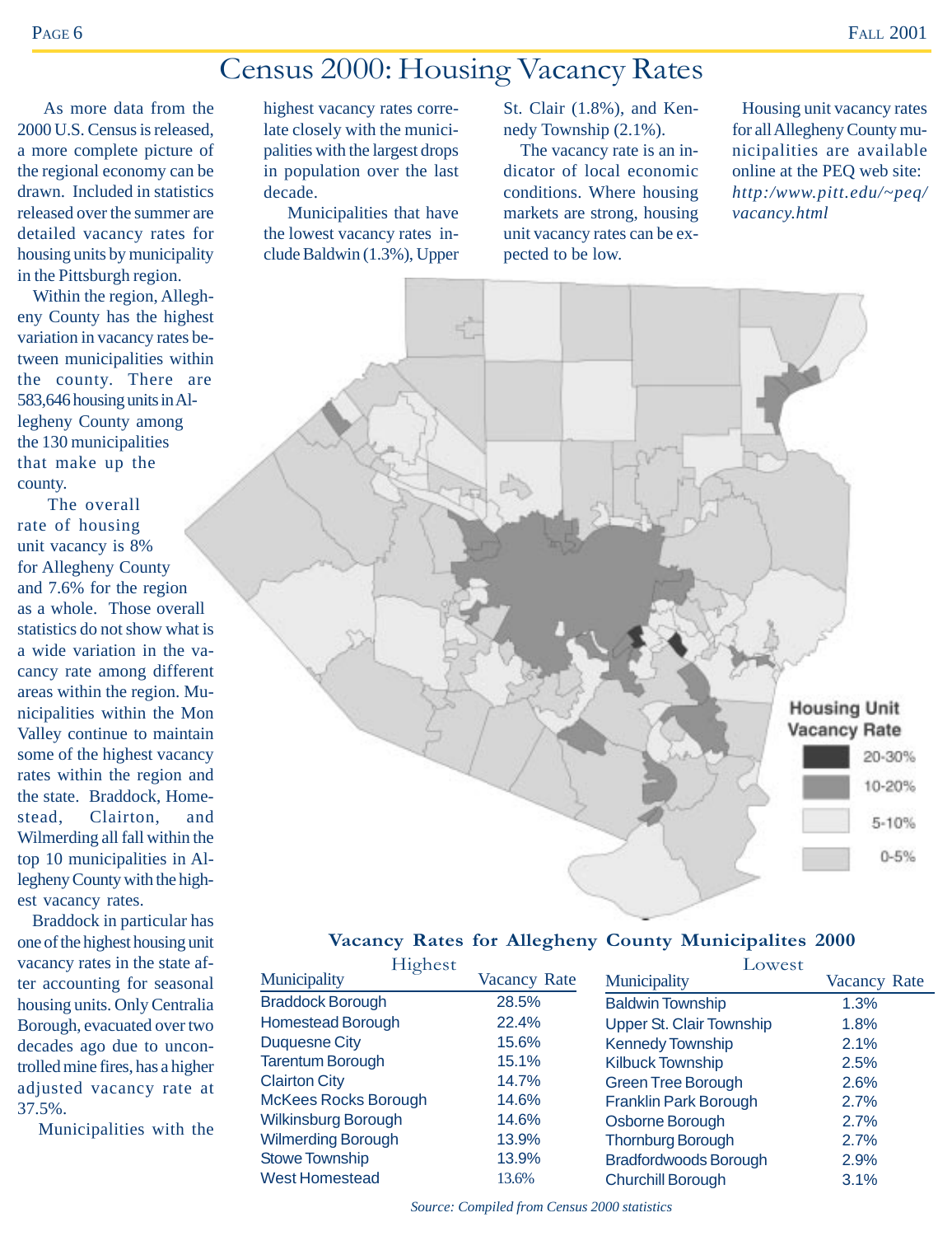# Census 2000: Housing Vacancy Rates

As more data from the 2000 U.S. Census is released, a more complete picture of the regional economy can be drawn. Included in statistics released over the summer are detailed vacancy rates for housing units by municipality in the Pittsburgh region.

Within the region, Allegheny County has the highest variation in vacancy rates between municipalities within the county. There are 583,646 housing units in Allegheny County among the 130 municipalities that make up the county.

The overall rate of housing unit vacancy is 8% for Allegheny County and 7.6% for the region as a whole. Those overall statistics do not show what is a wide variation in the vacancy rate among different areas within the region. Municipalities within the Mon Valley continue to maintain some of the highest vacancy rates within the region and the state. Braddock, Homestead, Clairton, and Wilmerding all fall within the top 10 municipalities in Allegheny County with the highest vacancy rates.

Braddock in particular has one of the highest housing unit vacancy rates in the state after accounting for seasonal housing units. Only Centralia Borough, evacuated over two decades ago due to uncontrolled mine fires, has a higher adjusted vacancy rate at 37.5%.

Municipalities with the highest vacancy rates correlate closely with the municipalities with the largest drops in population over the last decade.

Municipalities that have the lowest vacancy rates include Baldwin (1.3%), Upper St. Clair (1.8%), and Kennedy Township (2.1%).

The vacancy rate is an indicator of local economic conditions. Where housing markets are strong, housing unit vacancy rates can be expected to be low.

Housing unit vacancy rates for all Allegheny County municipalities are available online at the PEQ web site: *http:/www.pitt.edu/~peq/vacancy.html*

Housing Unit Vacancy Rate

- 20-30%
- 10-20%
- 5-10%
- 0-5%

**Vacancy Rates for Allegheny County Municipalites 2000**

Highest

| Municipality | Vacancy Rate |
|---|---|
| Braddock Borough | 28.5% |
| Homestead Borough | 22.4% |
| Duquesne City | 15.6% |
| Tarentum Borough | 15.1% |
| Clairton City | 14.7% |
| McKees Rocks Borough | 14.6% |
| Wilkinsburg Borough | 14.6% |
| Wilmerding Borough | 13.9% |
| Stowe Township | 13.9% |
| West Homestead | 13.6% |

Lowest

| Municipality | Vacancy Rate |
|---|---|
| Baldwin Township | 1.3% |
| Upper St. Clair Township | 1.8% |
| Kennedy Township | 2.1% |
| Kilbuck Township | 2.5% |
| Green Tree Borough | 2.6% |
| Franklin Park Borough | 2.7% |
| Osborne Borough | 2.7% |
| Thornburg Borough | 2.7% |
| Bradfordwoods Borough | 2.9% |
| Churchill Borough | 3.1% |

*Source: Compiled from Census 2000 statistics*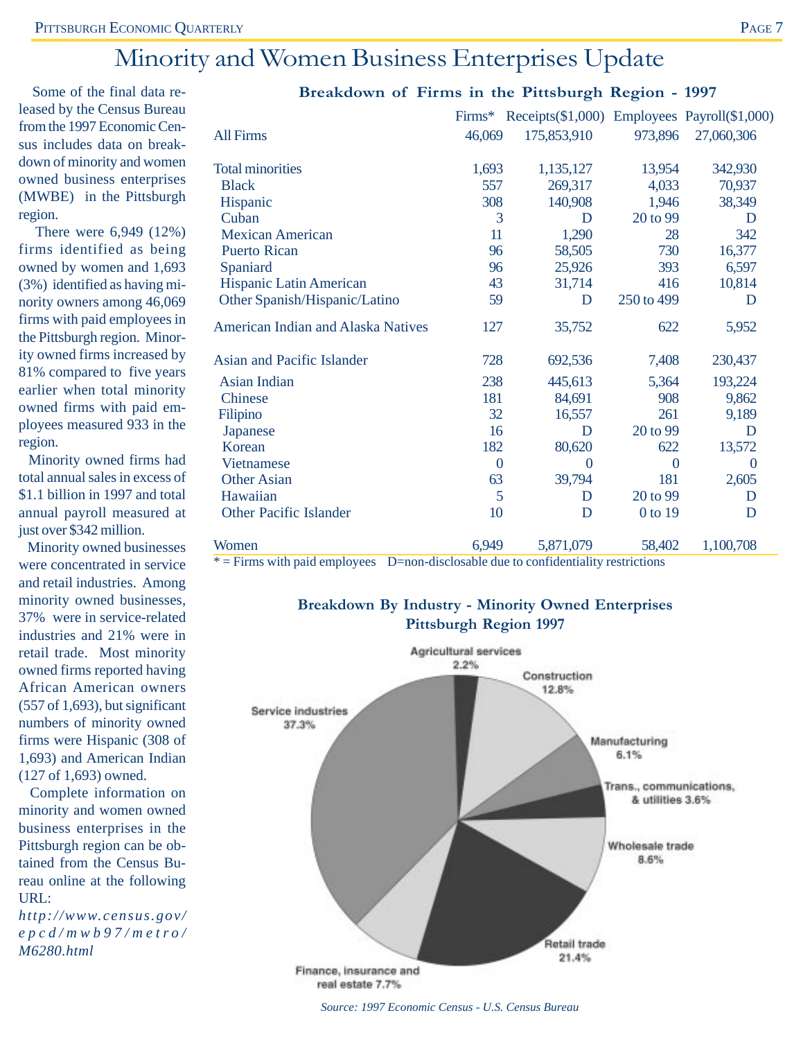# Minority and Women Business Enterprises Update

Some of the final data released by the Census Bureau from the 1997 Economic Census includes data on breakdown of minority and women owned business enterprises (MWBE) in the Pittsburgh region.

There were 6,949 (12%) firms identified as being owned by women and 1,693 (3%) identified as having minority owners among 46,069 firms with paid employees in the Pittsburgh region. Minority owned firms increased by 81% compared to five years earlier when total minority owned firms with paid employees measured 933 in the region.

Minority owned firms had total annual sales in excess of $1.1 billion in 1997 and total annual payroll measured at just over $342 million.

Minority owned businesses were concentrated in service and retail industries. Among minority owned businesses, 37% were in service-related industries and 21% were in retail trade. Most minority owned firms reported having African American owners (557 of 1,693), but significant numbers of minority owned firms were Hispanic (308 of 1,693) and American Indian (127 of 1,693) owned.

Complete information on minority and women owned business enterprises in the Pittsburgh region can be obtained from the Census Bureau online at the following URL: *http://www.census.gov/epcd/mwb97/metro/M6280.html*

**Breakdown of Firms in the Pittsburgh Region - 1997**

| | Firms* | Receipts($1,000) | Employees | Payroll($1,000) |
|---|---|---|---|---|
| All Firms | 46,069 | 175,853,910 | 973,896 | 27,060,306 |
| Total minorities | 1,693 | 1,135,127 | 13,954 | 342,930 |
| Black | 557 | 269,317 | 4,033 | 70,937 |
| Hispanic | 308 | 140,908 | 1,946 | 38,349 |
| Cuban | 3 | D | 20 to 99 | D |
| Mexican American | 11 | 1,290 | 28 | 342 |
| Puerto Rican | 96 | 58,505 | 730 | 16,377 |
| Spaniard | 96 | 25,926 | 393 | 6,597 |
| Hispanic Latin American | 43 | 31,714 | 416 | 10,814 |
| Other Spanish/Hispanic/Latino | 59 | D | 250 to 499 | D |
| American Indian and Alaska Natives | 127 | 35,752 | 622 | 5,952 |
| Asian and Pacific Islander | 728 | 692,536 | 7,408 | 230,437 |
| Asian Indian | 238 | 445,613 | 5,364 | 193,224 |
| Chinese | 181 | 84,691 | 908 | 9,862 |
| Filipino | 32 | 16,557 | 261 | 9,189 |
| Japanese | 16 | D | 20 to 99 | D |
| Korean | 182 | 80,620 | 622 | 13,572 |
| Vietnamese | 0 | 0 | 0 | 0 |
| Other Asian | 63 | 39,794 | 181 | 2,605 |
| Hawaiian | 5 | D | 20 to 99 | D |
| Other Pacific Islander | 10 | D | 0 to 19 | D |
| Women | 6,949 | 5,871,079 | 58,402 | 1,100,708 |

* = Firms with paid employees  D=non-disclosable due to confidentiality restrictions

**Breakdown By Industry - Minority Owned Enterprises**
**Pittsburgh Region 1997**

- Agricultural services 2.2%
- Construction 12.8%
- Manufacturing 6.1%
- Trans., communications, & utilities 3.6%
- Wholesale trade 8.6%
- Retail trade 21.4%
- Finance, insurance and real estate 7.7%
- Service industries 37.3%

*Source: 1997 Economic Census - U.S. Census Bureau*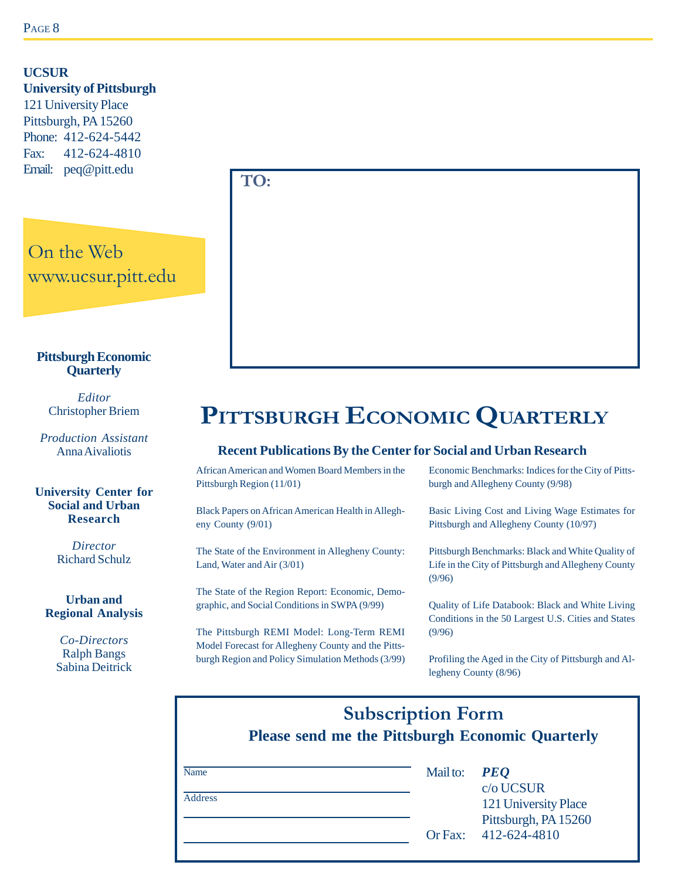**UCSUR**
**University of Pittsburgh**
121 University Place
Pittsburgh, PA 15260
Phone: 412-624-5442
Fax: 412-624-4810
Email: peq@pitt.edu

On the Web
www.ucsur.pitt.edu

**Pittsburgh Economic Quarterly**

*Editor*
Christopher Briem

*Production Assistant*
Anna Aivaliotis

**University Center for Social and Urban Research**

*Director*
Richard Schulz

**Urban and Regional Analysis**

*Co-Directors*
Ralph Bangs
Sabina Deitrick

**TO:**

# Pittsburgh Economic Quarterly

## Recent Publications By the Center for Social and Urban Research

African American and Women Board Members in the Pittsburgh Region (11/01)

Black Papers on African American Health in Allegheny County (9/01)

The State of the Environment in Allegheny County: Land, Water and Air (3/01)

The State of the Region Report: Economic, Demographic, and Social Conditions in SWPA (9/99)

The Pittsburgh REMI Model: Long-Term REMI Model Forecast for Allegheny County and the Pittsburgh Region and Policy Simulation Methods (3/99)

Economic Benchmarks: Indices for the City of Pittsburgh and Allegheny County (9/98)

Basic Living Cost and Living Wage Estimates for Pittsburgh and Allegheny County (10/97)

Pittsburgh Benchmarks: Black and White Quality of Life in the City of Pittsburgh and Allegheny County (9/96)

Quality of Life Databook: Black and White Living Conditions in the 50 Largest U.S. Cities and States (9/96)

Profiling the Aged in the City of Pittsburgh and Allegheny County (8/96)

## Subscription Form

**Please send me the Pittsburgh Economic Quarterly**

Name ____________________

Address ____________________

____________________

____________________

Mail to: ***PEQ***
c/o UCSUR
121 University Place
Pittsburgh, PA 15260

Or Fax: 412-624-4810